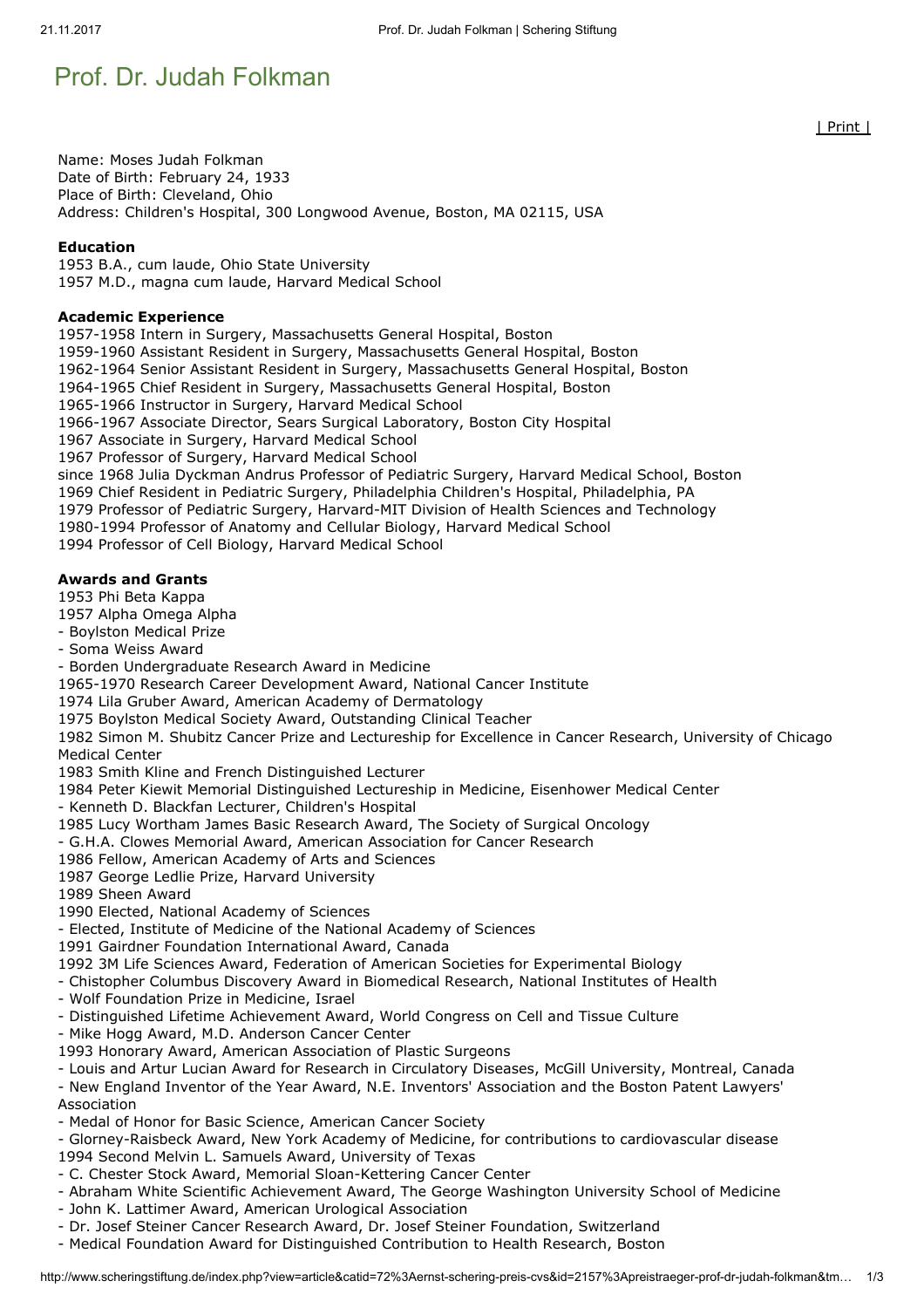# Prof. Dr. Judah Folkman

| Print |

Name: Moses Judah Folkman
Date of Birth: February 24, 1933
Place of Birth: Cleveland, Ohio
Address: Children's Hospital, 300 Longwood Avenue, Boston, MA 02115, USA

**Education**

1953 B.A., cum laude, Ohio State University
1957 M.D., magna cum laude, Harvard Medical School

**Academic Experience**

1957-1958 Intern in Surgery, Massachusetts General Hospital, Boston
1959-1960 Assistant Resident in Surgery, Massachusetts General Hospital, Boston
1962-1964 Senior Assistant Resident in Surgery, Massachusetts General Hospital, Boston
1964-1965 Chief Resident in Surgery, Massachusetts General Hospital, Boston
1965-1966 Instructor in Surgery, Harvard Medical School
1966-1967 Associate Director, Sears Surgical Laboratory, Boston City Hospital
1967 Associate in Surgery, Harvard Medical School
1967 Professor of Surgery, Harvard Medical School
since 1968 Julia Dyckman Andrus Professor of Pediatric Surgery, Harvard Medical School, Boston
1969 Chief Resident in Pediatric Surgery, Philadelphia Children's Hospital, Philadelphia, PA
1979 Professor of Pediatric Surgery, Harvard-MIT Division of Health Sciences and Technology
1980-1994 Professor of Anatomy and Cellular Biology, Harvard Medical School
1994 Professor of Cell Biology, Harvard Medical School

**Awards and Grants**

1953 Phi Beta Kappa
1957 Alpha Omega Alpha
- Boylston Medical Prize
- Soma Weiss Award
- Borden Undergraduate Research Award in Medicine

1965-1970 Research Career Development Award, National Cancer Institute
1974 Lila Gruber Award, American Academy of Dermatology
1975 Boylston Medical Society Award, Outstanding Clinical Teacher
1982 Simon M. Shubitz Cancer Prize and Lectureship for Excellence in Cancer Research, University of Chicago Medical Center
1983 Smith Kline and French Distinguished Lecturer
1984 Peter Kiewit Memorial Distinguished Lectureship in Medicine, Eisenhower Medical Center
- Kenneth D. Blackfan Lecturer, Children's Hospital

1985 Lucy Wortham James Basic Research Award, The Society of Surgical Oncology
- G.H.A. Clowes Memorial Award, American Association for Cancer Research

1986 Fellow, American Academy of Arts and Sciences
1987 George Ledlie Prize, Harvard University
1989 Sheen Award
1990 Elected, National Academy of Sciences
- Elected, Institute of Medicine of the National Academy of Sciences

1991 Gairdner Foundation International Award, Canada
1992 3M Life Sciences Award, Federation of American Societies for Experimental Biology
- Chistopher Columbus Discovery Award in Biomedical Research, National Institutes of Health
- Wolf Foundation Prize in Medicine, Israel
- Distinguished Lifetime Achievement Award, World Congress on Cell and Tissue Culture
- Mike Hogg Award, M.D. Anderson Cancer Center

1993 Honorary Award, American Association of Plastic Surgeons
- Louis and Artur Lucian Award for Research in Circulatory Diseases, McGill University, Montreal, Canada
- New England Inventor of the Year Award, N.E. Inventors' Association and the Boston Patent Lawyers' Association
- Medal of Honor for Basic Science, American Cancer Society
- Glorney-Raisbeck Award, New York Academy of Medicine, for contributions to cardiovascular disease

1994 Second Melvin L. Samuels Award, University of Texas
- C. Chester Stock Award, Memorial Sloan-Kettering Cancer Center
- Abraham White Scientific Achievement Award, The George Washington University School of Medicine
- John K. Lattimer Award, American Urological Association
- Dr. Josef Steiner Cancer Research Award, Dr. Josef Steiner Foundation, Switzerland
- Medical Foundation Award for Distinguished Contribution to Health Research, Boston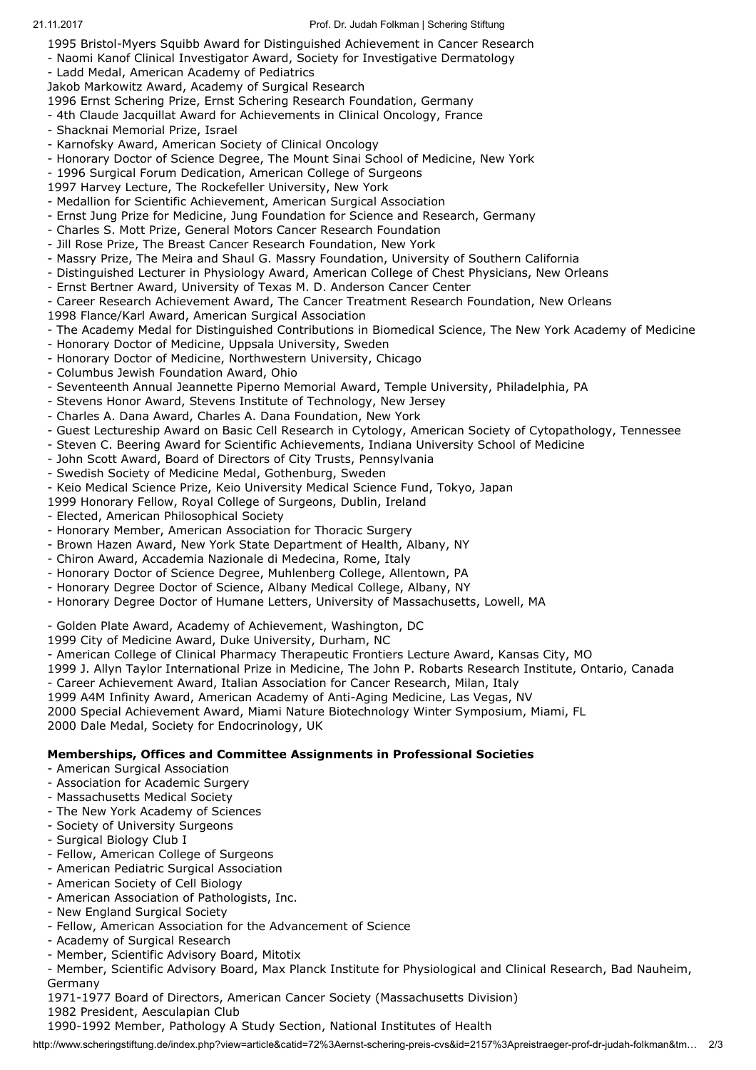1995 Bristol-Myers Squibb Award for Distinguished Achievement in Cancer Research
- Naomi Kanof Clinical Investigator Award, Society for Investigative Dermatology
- Ladd Medal, American Academy of Pediatrics
Jakob Markowitz Award, Academy of Surgical Research
1996 Ernst Schering Prize, Ernst Schering Research Foundation, Germany
- 4th Claude Jacquillat Award for Achievements in Clinical Oncology, France
- Shacknai Memorial Prize, Israel
- Karnofsky Award, American Society of Clinical Oncology
- Honorary Doctor of Science Degree, The Mount Sinai School of Medicine, New York
- 1996 Surgical Forum Dedication, American College of Surgeons
1997 Harvey Lecture, The Rockefeller University, New York
- Medallion for Scientific Achievement, American Surgical Association
- Ernst Jung Prize for Medicine, Jung Foundation for Science and Research, Germany
- Charles S. Mott Prize, General Motors Cancer Research Foundation
- Jill Rose Prize, The Breast Cancer Research Foundation, New York
- Massry Prize, The Meira and Shaul G. Massry Foundation, University of Southern California
- Distinguished Lecturer in Physiology Award, American College of Chest Physicians, New Orleans
- Ernst Bertner Award, University of Texas M. D. Anderson Cancer Center
- Career Research Achievement Award, The Cancer Treatment Research Foundation, New Orleans
1998 Flance/Karl Award, American Surgical Association
- The Academy Medal for Distinguished Contributions in Biomedical Science, The New York Academy of Medicine
- Honorary Doctor of Medicine, Uppsala University, Sweden
- Honorary Doctor of Medicine, Northwestern University, Chicago
- Columbus Jewish Foundation Award, Ohio
- Seventeenth Annual Jeannette Piperno Memorial Award, Temple University, Philadelphia, PA
- Stevens Honor Award, Stevens Institute of Technology, New Jersey
- Charles A. Dana Award, Charles A. Dana Foundation, New York
- Guest Lectureship Award on Basic Cell Research in Cytology, American Society of Cytopathology, Tennessee
- Steven C. Beering Award for Scientific Achievements, Indiana University School of Medicine
- John Scott Award, Board of Directors of City Trusts, Pennsylvania
- Swedish Society of Medicine Medal, Gothenburg, Sweden
- Keio Medical Science Prize, Keio University Medical Science Fund, Tokyo, Japan
1999 Honorary Fellow, Royal College of Surgeons, Dublin, Ireland
- Elected, American Philosophical Society
- Honorary Member, American Association for Thoracic Surgery
- Brown Hazen Award, New York State Department of Health, Albany, NY
- Chiron Award, Accademia Nazionale di Medecina, Rome, Italy
- Honorary Doctor of Science Degree, Muhlenberg College, Allentown, PA
- Honorary Degree Doctor of Science, Albany Medical College, Albany, NY
- Honorary Degree Doctor of Humane Letters, University of Massachusetts, Lowell, MA

- Golden Plate Award, Academy of Achievement, Washington, DC
1999 City of Medicine Award, Duke University, Durham, NC
- American College of Clinical Pharmacy Therapeutic Frontiers Lecture Award, Kansas City, MO
1999 J. Allyn Taylor International Prize in Medicine, The John P. Robarts Research Institute, Ontario, Canada
- Career Achievement Award, Italian Association for Cancer Research, Milan, Italy
1999 A4M Infinity Award, American Academy of Anti-Aging Medicine, Las Vegas, NV
2000 Special Achievement Award, Miami Nature Biotechnology Winter Symposium, Miami, FL
2000 Dale Medal, Society for Endocrinology, UK

**Memberships, Offices and Committee Assignments in Professional Societies**

- American Surgical Association
- Association for Academic Surgery
- Massachusetts Medical Society
- The New York Academy of Sciences
- Society of University Surgeons
- Surgical Biology Club I
- Fellow, American College of Surgeons
- American Pediatric Surgical Association
- American Society of Cell Biology
- American Association of Pathologists, Inc.
- New England Surgical Society
- Fellow, American Association for the Advancement of Science
- Academy of Surgical Research
- Member, Scientific Advisory Board, Mitotix
- Member, Scientific Advisory Board, Max Planck Institute for Physiological and Clinical Research, Bad Nauheim, Germany

1971-1977 Board of Directors, American Cancer Society (Massachusetts Division)
1982 President, Aesculapian Club
1990-1992 Member, Pathology A Study Section, National Institutes of Health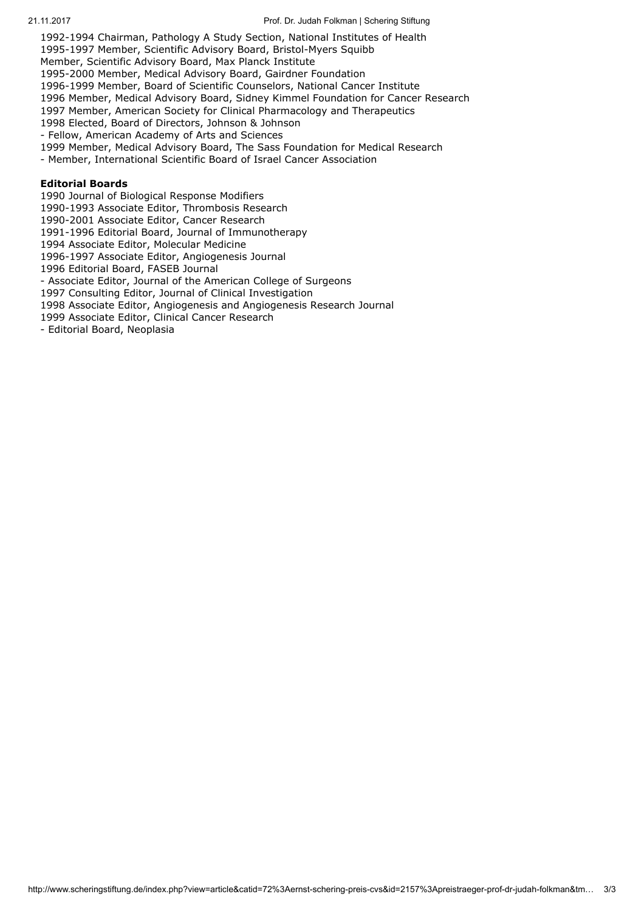1992-1994 Chairman, Pathology A Study Section, National Institutes of Health
1995-1997 Member, Scientific Advisory Board, Bristol-Myers Squibb
Member, Scientific Advisory Board, Max Planck Institute
1995-2000 Member, Medical Advisory Board, Gairdner Foundation
1996-1999 Member, Board of Scientific Counselors, National Cancer Institute
1996 Member, Medical Advisory Board, Sidney Kimmel Foundation for Cancer Research
1997 Member, American Society for Clinical Pharmacology and Therapeutics
1998 Elected, Board of Directors, Johnson & Johnson
- Fellow, American Academy of Arts and Sciences
1999 Member, Medical Advisory Board, The Sass Foundation for Medical Research
- Member, International Scientific Board of Israel Cancer Association

**Editorial Boards**

1990 Journal of Biological Response Modifiers
1990-1993 Associate Editor, Thrombosis Research
1990-2001 Associate Editor, Cancer Research
1991-1996 Editorial Board, Journal of Immunotherapy
1994 Associate Editor, Molecular Medicine
1996-1997 Associate Editor, Angiogenesis Journal
1996 Editorial Board, FASEB Journal
- Associate Editor, Journal of the American College of Surgeons
1997 Consulting Editor, Journal of Clinical Investigation
1998 Associate Editor, Angiogenesis and Angiogenesis Research Journal
1999 Associate Editor, Clinical Cancer Research
- Editorial Board, Neoplasia